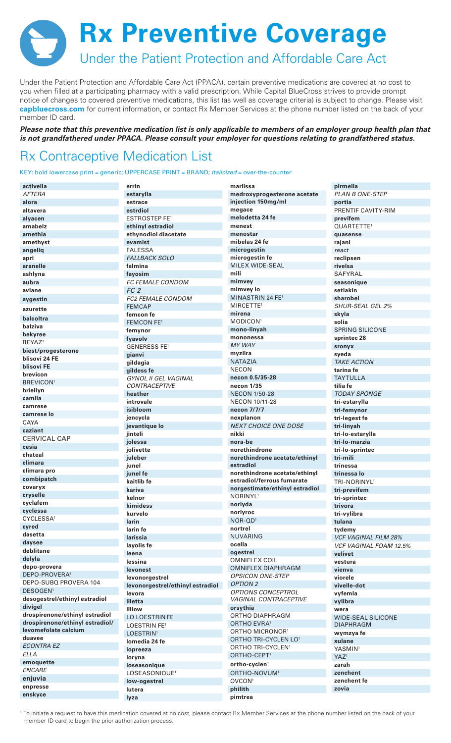# Rx Preventive Coverage

## Under the Patient Protection and Affordable Care Act

Under the Patient Protection and Affordable Care Act (PPACA), certain preventive medications are covered at no cost to you when filled at a participating pharmacy with a valid prescription. While Capital BlueCross strives to provide prompt notice of changes to covered preventive medications, this list (as well as coverage criteria) is subject to change. Please visit **capbluecross.com** for current information, or contact Rx Member Services at the phone number listed on the back of your member ID card.

***Please note that this preventive medication list is only applicable to members of an employer group health plan that is not grandfathered under PPACA. Please consult your employer for questions relating to grandfathered status.***

## Rx Contraceptive Medication List

KEY: bold lowercase print = generic; UPPERCASE PRINT = BRAND; *Italicized* = over-the-counter

**activella**
*AFTERA*
**alora**
**altavera**
**alyacen**
**amabelz**
**amethia**
**amethyst**
**angeliq**
**apri**
**aranelle**
**ashlyna**
**aubra**
**aviane**
**aygestin**
**azurette**
**balcoltra**
**balziva**
**bekyree**
BEYAZ[1]
**biest/progesterone**
**blisovi 24 FE**
**blisovi FE**
**brevicon**
BREVICON[1]
**briellyn**
**camila**
**camrese**
**camrese lo**
CAYA
**caziant**
CERVICAL CAP
**cesia**
**chateal**
**climara**
**climara pro**
**combipatch**
**covaryx**
**cryselle**
**cyclafem**
**cyclessa**
CYCLESSA[1]
**cyred**
**dasetta**
**daysee**
**deblitane**
**delyla**
**depo-provera**
DEPO-PROVERA[1]
DEPO-SUBQ PROVERA 104
DESOGEN[1]
**desogestrel/ethinyl estradiol**
**divigel**
**drospirenone/ethinyl estradiol**
**drospirenone/ethinyl estradiol/levomefolate calcium**
**duavee**
*ECONTRA EZ*
*ELLA*
**emoquette**
*ENCARE*
**enjuvia**
**enpresse**
**enskyce**
**errin**
**estarylla**
**estrace**
**estrdiol**
ESTROSTEP FE[1]
**ethinyl estradiol**
**ethynodiol diacetate**
**evamist**
FALESSA
*FALLBACK SOLO*
**falmina**
**fayosim**
*FC FEMALE CONDOM*
*FC-2*
*FC2 FEMALE CONDOM*
FEMCAP
**femcon fe**
FEMCON FE[1]
**femynor**
**fyavolv**
GENERESS FE[1]
**gianvi**
**gildagia**
**gildess fe**
*GYNOL II GEL VAGINAL CONTRACEPTIVE*
**heather**
**introvale**
**isibloom**
**jencycla**
**jevantique lo**
**jinteli**
**jolessa**
**jolivette**
**juleber**
**junel**
**junel fe**
**kaitlib fe**
**kariva**
**kelnor**
**kimidess**
**kurvelo**
**larin**
**larin fe**
**larissia**
**layolis fe**
**leena**
**lessina**
**levonest**
**levonorgestrel**
**levonorgestrel/ethinyl estradiol**
**levora**
**liletta**
**lillow**
LO LOESTRIN FE
LOESTRIN FE[1]
LOESTRIN[1]
**lomedia 24 fe**
**lopreeza**
**loryna**
**loseasonique**
LOSEASONIQUE[1]
**low-ogestrel**
**lutera**
**lyza**
**marlissa**
**medroxyprogesterone acetate injection 150mg/ml**
**megace**
**melodetta 24 fe**
**menest**
**menostar**
**mibelas 24 fe**
**microgestin**
**microgestin fe**
MILEX WIDE-SEAL
**mili**
**mimvey**
**mimvey lo**
MINASTRIN 24 FE[1]
MIRCETTE[1]
**mirena**
MODICON[1]
**mono-linyah**
**mononessa**
*MY WAY*
**myzilra**
NATAZIA
NECON
**necon 0.5/35-28**
**necon 1/35**
NECON 1/50-28
NECON 10/11-28
**necon 7/7/7**
**nexplanon**
*NEXT CHOICE ONE DOSE*
**nikki**
**nora-be**
**norethindrone**
**norethindrone acetate/ethinyl estradiol**
**norethindrone acetate/ethinyl estradiol/ferrous fumarate**
**norgestimate/ethinyl estradiol**
NORINYL[1]
**norlyda**
**norlyroc**
NOR-QD[1]
**nortrel**
NUVARING
**ocella**
**ogestrel**
OMNIFLEX COIL
OMNIFLEX DIAPHRAGM
*OPSICON ONE-STEP*
*OPTION 2*
*OPTIONS CONCEPTROL VAGINAL CONTRACEPTIVE*
**orsythia**
ORTHO DIAPHRAGM
ORTHO EVRA[1]
ORTHO MICRONOR[1]
ORTHO TRI-CYCLEN LO[1]
ORTHO TRI-CYCLEN[1]
ORTHO-CEPT[1]
**ortho-cyclen**[1]
ORTHO-NOVUM[1]
OVCON[1]
**philith**
**pimtrea**
**pirmella**
*PLAN B ONE-STEP*
**portia**
PRENTIF CAVITY-RIM
**previfem**
QUARTETTE[1]
**quasense**
**rajani**
*react*
**reclipsen**
**rivelsa**
SAFYRAL
**seasonique**
**setlakin**
**sharobel**
*SHUR-SEAL GEL 2%*
**skyla**
**solia**
SPRING SILICONE
**sprintec 28**
**sronyx**
**syeda**
*TAKE ACTION*
**tarina fe**
TAYTULLA
**tilia fe**
*TODAY SPONGE*
**tri-estarylla**
**tri-femynor**
**tri-legest fe**
**tri-linyah**
**tri-lo-estarylla**
**tri-lo-marzia**
**tri-lo-sprintec**
**tri-mili**
**trinessa**
**trinessa lo**
TRI-NORINYL[1]
**tri-previfem**
**tri-sprintec**
**trivora**
**tri-vylibra**
**tulana**
**tydemy**
*VCF VAGINAL FILM 28%*
*VCF VAGINAL FOAM 12.5%*
**velivet**
**vestura**
**vienva**
**viorele**
**vivelle-dot**
**vyfemla**
**vylibra**
**wera**
WIDE-SEAL SILICONE DIAPHRAGM
**wymzya fe**
**xulane**
YASMIN[1]
YAZ[1]
**zarah**
**zenchent**
**zenchent fe**
**zovia**

[1] To initiate a request to have this medication covered at no cost, please contact Rx Member Services at the phone number listed on the back of your member ID card to begin the prior authorization process.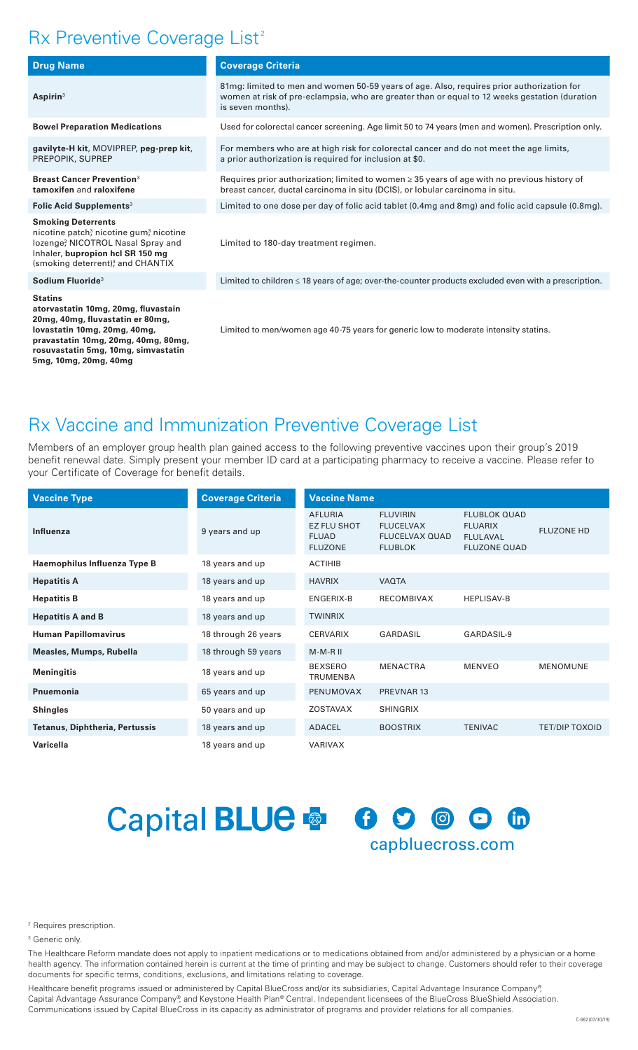# Rx Preventive Coverage List[2]

| Drug Name | Coverage Criteria |
|---|---|
| **Aspirin**[3] | 81mg: limited to men and women 50-59 years of age. Also, requires prior authorization for women at risk of pre-eclampsia, who are greater than or equal to 12 weeks gestation (duration is seven months). |
| **Bowel Preparation Medications** | Used for colorectal cancer screening. Age limit 50 to 74 years (men and women). Prescription only. |
| **gavilyte-H kit**, MOVIPREP, **peg-prep kit**, PREPOPIK, SUPREP | For members who are at high risk for colorectal cancer and do not meet the age limits, a prior authorization is required for inclusion at $0. |
| **Breast Cancer Prevention**[3] **tamoxifen** and **raloxifene** | Requires prior authorization; limited to women ≥ 35 years of age with no previous history of breast cancer, ductal carcinoma in situ (DCIS), or lobular carcinoma in situ. |
| **Folic Acid Supplements**[3] | Limited to one dose per day of folic acid tablet (0.4mg and 8mg) and folic acid capsule (0.8mg). |
| **Smoking Deterrents** nicotine patch[3], nicotine gum[3], nicotine lozenge[3], NICOTROL Nasal Spray and Inhaler, **bupropion hcl SR 150 mg** (smoking deterrent)[3], and CHANTIX | Limited to 180-day treatment regimen. |
| **Sodium Fluoride**[3] | Limited to children ≤ 18 years of age; over-the-counter products excluded even with a prescription. |
| **Statins** **atorvastatin 10mg, 20mg, fluvastain 20mg, 40mg, fluvastatin er 80mg, lovastatin 10mg, 20mg, 40mg, pravastatin 10mg, 20mg, 40mg, 80mg, rosuvastatin 5mg, 10mg, simvastatin 5mg, 10mg, 20mg, 40mg** | Limited to men/women age 40-75 years for generic low to moderate intensity statins. |

# Rx Vaccine and Immunization Preventive Coverage List

Members of an employer group health plan gained access to the following preventive vaccines upon their group's 2019 benefit renewal date. Simply present your member ID card at a participating pharmacy to receive a vaccine. Please refer to your Certificate of Coverage for benefit details.

| Vaccine Type | Coverage Criteria | Vaccine Name | | | |
|---|---|---|---|---|---|
| **Influenza** | 9 years and up | AFLURIA EZ FLU SHOT FLUAD FLUZONE | FLUVIRIN FLUCELVAX FLUCELVAX QUAD FLUBLOK | FLUBLOK QUAD FLUARIX FLULAVAL FLUZONE QUAD | FLUZONE HD |
| **Haemophilus Influenza Type B** | 18 years and up | ACTIHIB | | | |
| **Hepatitis A** | 18 years and up | HAVRIX | VAQTA | | |
| **Hepatitis B** | 18 years and up | ENGERIX-B | RECOMBIVAX | HEPLISAV-B | |
| **Hepatitis A and B** | 18 years and up | TWINRIX | | | |
| **Human Papillomavirus** | 18 through 26 years | CERVARIX | GARDASIL | GARDASIL-9 | |
| **Measles, Mumps, Rubella** | 18 through 59 years | M-M-R II | | | |
| **Meningitis** | 18 years and up | BEXSERO TRUMENBA | MENACTRA | MENVEO | MENOMUNE |
| **Pnuemonia** | 65 years and up | PENUMOVAX | PREVNAR 13 | | |
| **Shingles** | 50 years and up | ZOSTAVAX | SHINGRIX | | |
| **Tetanus, Diphtheria, Pertussis** | 18 years and up | ADACEL | BOOSTRIX | TENIVAC | TET/DIP TOXOID |
| **Varicella** | 18 years and up | VARIVAX | | | |

Capital BLUE

capbluecross.com

[2] Requires prescription.

[3] Generic only.

The Healthcare Reform mandate does not apply to inpatient medications or to medications obtained from and/or administered by a physician or a home health agency. The information contained herein is current at the time of printing and may be subject to change. Customers should refer to their coverage documents for specific terms, conditions, exclusions, and limitations relating to coverage.

Healthcare benefit programs issued or administered by Capital BlueCross and/or its subsidiaries, Capital Advantage Insurance Company®, Capital Advantage Assurance Company®, and Keystone Health Plan® Central. Independent licensees of the BlueCross BlueShield Association. Communications issued by Capital BlueCross in its capacity as administrator of programs and provider relations for all companies.

C-662 (07/30/19)